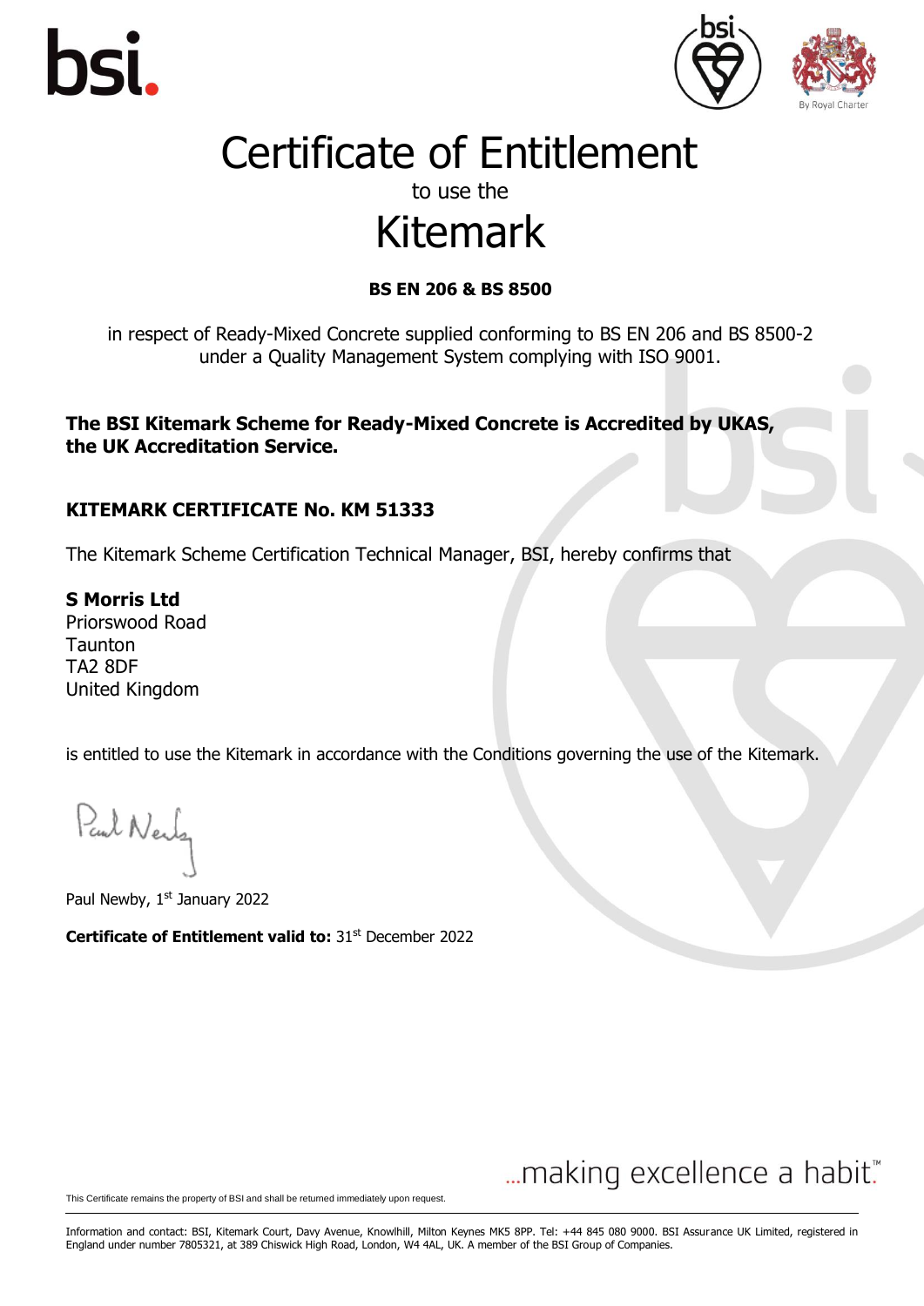# Certificate of Entitlement

to use the

# Kitemark

**BS EN 206 & BS 8500**

in respect of Ready-Mixed Concrete supplied conforming to BS EN 206 and BS 8500-2 under a Quality Management System complying with ISO 9001.

**The BSI Kitemark Scheme for Ready-Mixed Concrete is Accredited by UKAS, the UK Accreditation Service.**

**KITEMARK CERTIFICATE No. KM 51333**

The Kitemark Scheme Certification Technical Manager, BSI, hereby confirms that

**S Morris Ltd**
Priorswood Road
Taunton
TA2 8DF
United Kingdom

is entitled to use the Kitemark in accordance with the Conditions governing the use of the Kitemark.

Paul Newby, 1st January 2022

**Certificate of Entitlement valid to:** 31st December 2022

...making excellence a habit.™

This Certificate remains the property of BSI and shall be returned immediately upon request.

Information and contact: BSI, Kitemark Court, Davy Avenue, Knowlhill, Milton Keynes MK5 8PP. Tel: +44 845 080 9000. BSI Assurance UK Limited, registered in England under number 7805321, at 389 Chiswick High Road, London, W4 4AL, UK. A member of the BSI Group of Companies.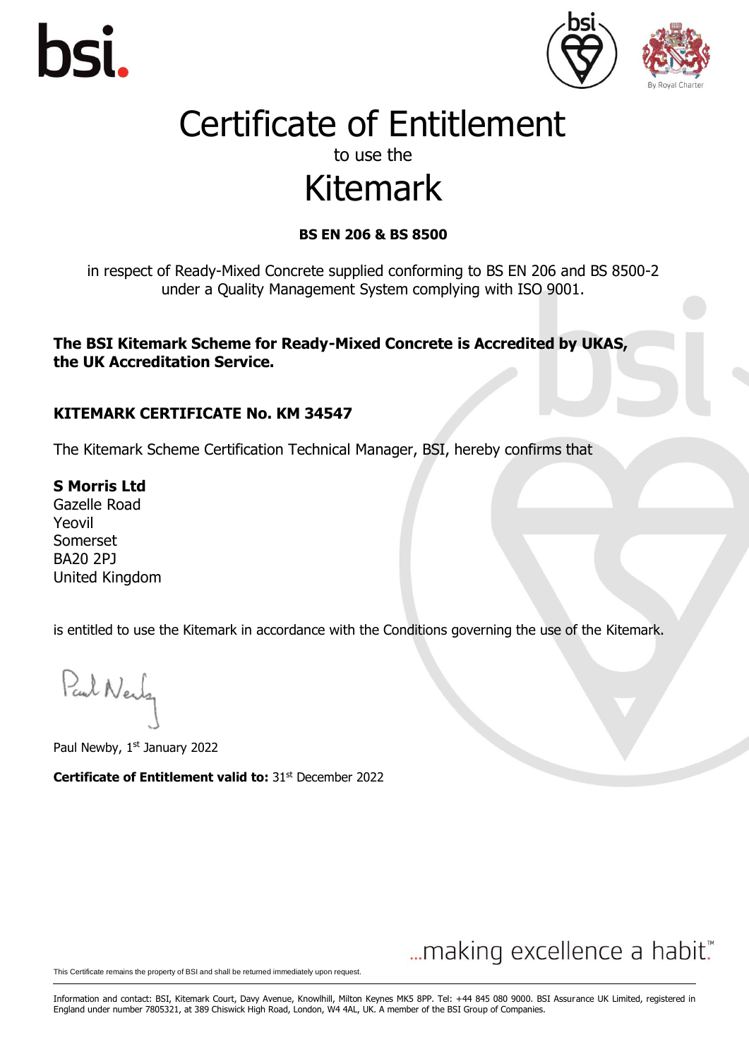# Certificate of Entitlement

to use the

# Kitemark

**BS EN 206 & BS 8500**

in respect of Ready-Mixed Concrete supplied conforming to BS EN 206 and BS 8500-2 under a Quality Management System complying with ISO 9001.

**The BSI Kitemark Scheme for Ready-Mixed Concrete is Accredited by UKAS, the UK Accreditation Service.**

**KITEMARK CERTIFICATE No. KM 34547**

The Kitemark Scheme Certification Technical Manager, BSI, hereby confirms that

**S Morris Ltd**
Gazelle Road
Yeovil
Somerset
BA20 2PJ
United Kingdom

is entitled to use the Kitemark in accordance with the Conditions governing the use of the Kitemark.

Paul Newby, 1st January 2022

**Certificate of Entitlement valid to:** 31st December 2022

...making excellence a habit.™

This Certificate remains the property of BSI and shall be returned immediately upon request.

Information and contact: BSI, Kitemark Court, Davy Avenue, Knowlhill, Milton Keynes MK5 8PP. Tel: +44 845 080 9000. BSI Assurance UK Limited, registered in England under number 7805321, at 389 Chiswick High Road, London, W4 4AL, UK. A member of the BSI Group of Companies.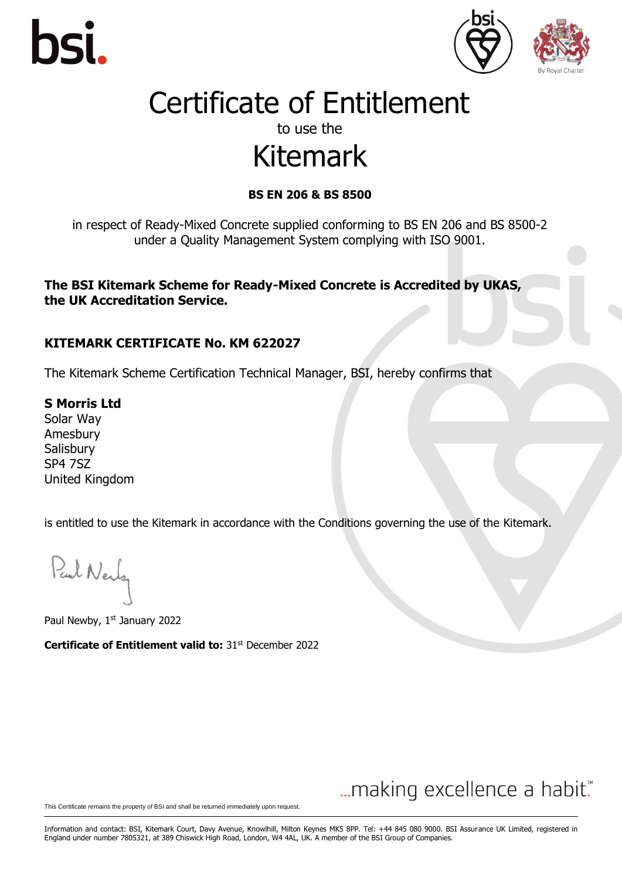# Certificate of Entitlement

to use the

# Kitemark

**BS EN 206 & BS 8500**

in respect of Ready-Mixed Concrete supplied conforming to BS EN 206 and BS 8500-2 under a Quality Management System complying with ISO 9001.

**The BSI Kitemark Scheme for Ready-Mixed Concrete is Accredited by UKAS, the UK Accreditation Service.**

**KITEMARK CERTIFICATE No. KM 622027**

The Kitemark Scheme Certification Technical Manager, BSI, hereby confirms that

**S Morris Ltd**
Solar Way
Amesbury
Salisbury
SP4 7SZ
United Kingdom

is entitled to use the Kitemark in accordance with the Conditions governing the use of the Kitemark.

Paul Newby, 1st January 2022

**Certificate of Entitlement valid to:** 31st December 2022

...making excellence a habit.™

This Certificate remains the property of BSI and shall be returned immediately upon request.

Information and contact: BSI, Kitemark Court, Davy Avenue, Knowlhill, Milton Keynes MK5 8PP. Tel: +44 845 080 9000. BSI Assurance UK Limited, registered in England under number 7805321, at 389 Chiswick High Road, London, W4 4AL, UK. A member of the BSI Group of Companies.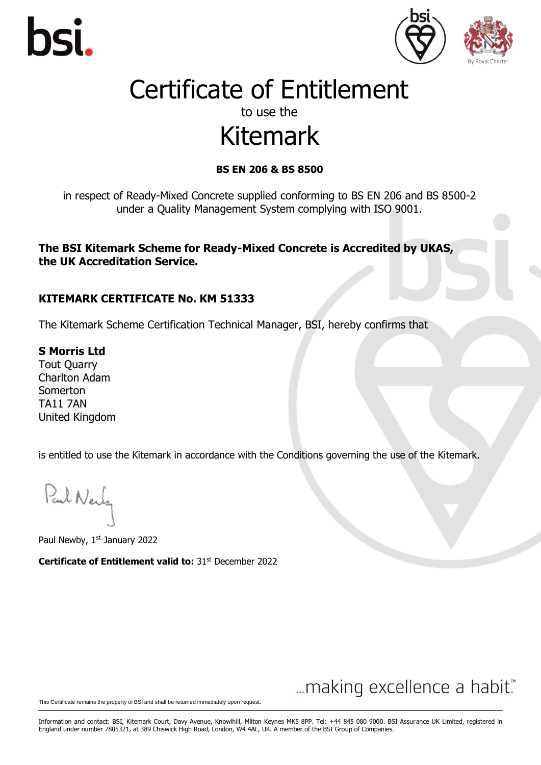bsi.

By Royal Charter

# Certificate of Entitlement

to use the

# Kitemark

**BS EN 206 & BS 8500**

in respect of Ready-Mixed Concrete supplied conforming to BS EN 206 and BS 8500-2 under a Quality Management System complying with ISO 9001.

**The BSI Kitemark Scheme for Ready-Mixed Concrete is Accredited by UKAS, the UK Accreditation Service.**

**KITEMARK CERTIFICATE No. KM 51333**

The Kitemark Scheme Certification Technical Manager, BSI, hereby confirms that

**S Morris Ltd**
Tout Quarry
Charlton Adam
Somerton
TA11 7AN
United Kingdom

is entitled to use the Kitemark in accordance with the Conditions governing the use of the Kitemark.

Paul Newby, 1st January 2022

**Certificate of Entitlement valid to:** 31st December 2022

...making excellence a habit.™

This Certificate remains the property of BSI and shall be returned immediately upon request.

Information and contact: BSI, Kitemark Court, Davy Avenue, Knowlhill, Milton Keynes MK5 8PP. Tel: +44 845 080 9000. BSI Assurance UK Limited, registered in England under number 7805321, at 389 Chiswick High Road, London, W4 4AL, UK. A member of the BSI Group of Companies.